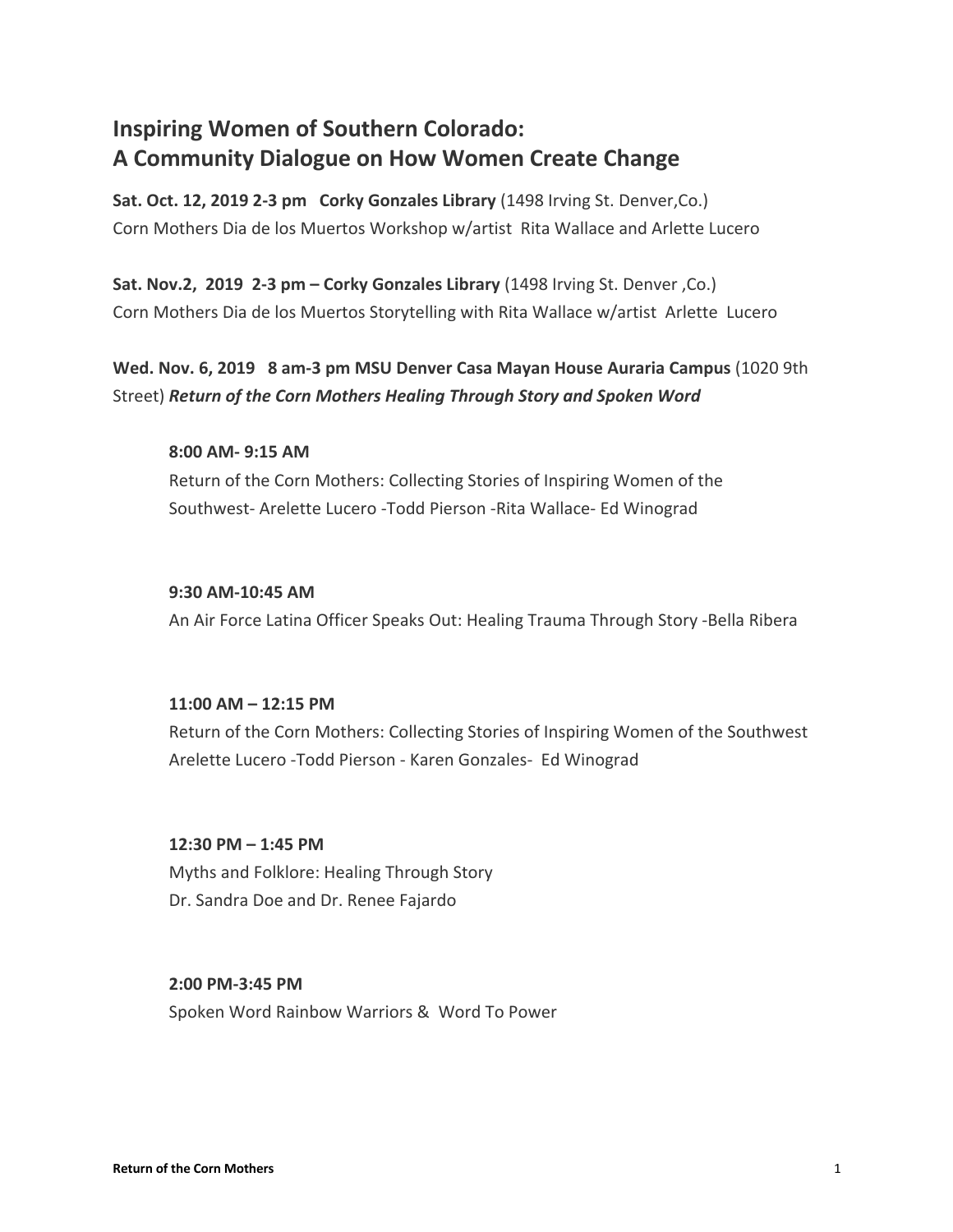## Inspiring Women of Southern Colorado: A Community Dialogue on How Women Create Change

**Sat. Oct. 12, 2019 2-3 pm Corky Gonzales Library** (1498 Irving St. Denver,Co.)
Corn Mothers Dia de los Muertos Workshop w/artist Rita Wallace and Arlette Lucero

**Sat. Nov.2, 2019 2-3 pm – Corky Gonzales Library** (1498 Irving St. Denver ,Co.)
Corn Mothers Dia de los Muertos Storytelling with Rita Wallace w/artist Arlette Lucero

**Wed. Nov. 6, 2019 8 am-3 pm MSU Denver Casa Mayan House Auraria Campus** (1020 9th Street) ***Return of the Corn Mothers Healing Through Story and Spoken Word***

**8:00 AM- 9:15 AM**
Return of the Corn Mothers: Collecting Stories of Inspiring Women of the Southwest- Arelette Lucero -Todd Pierson -Rita Wallace- Ed Winograd

**9:30 AM-10:45 AM**
An Air Force Latina Officer Speaks Out: Healing Trauma Through Story -Bella Ribera

**11:00 AM – 12:15 PM**
Return of the Corn Mothers: Collecting Stories of Inspiring Women of the Southwest Arelette Lucero -Todd Pierson - Karen Gonzales- Ed Winograd

**12:30 PM – 1:45 PM**
Myths and Folklore: Healing Through Story
Dr. Sandra Doe and Dr. Renee Fajardo

**2:00 PM-3:45 PM**
Spoken Word Rainbow Warriors & Word To Power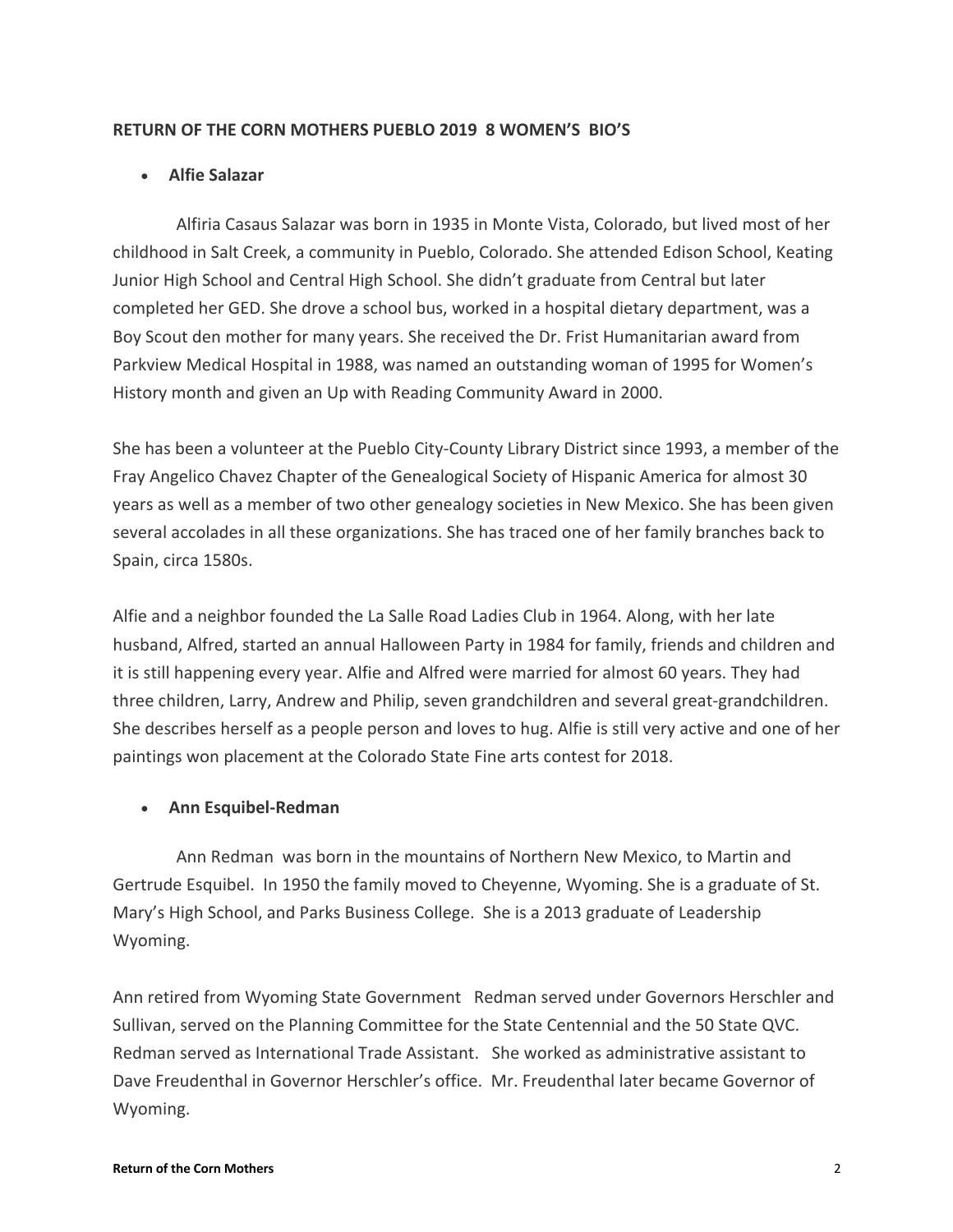## RETURN OF THE CORN MOTHERS PUEBLO 2019 8 WOMEN'S BIO'S

- **Alfie Salazar**

Alfiria Casaus Salazar was born in 1935 in Monte Vista, Colorado, but lived most of her childhood in Salt Creek, a community in Pueblo, Colorado. She attended Edison School, Keating Junior High School and Central High School. She didn't graduate from Central but later completed her GED. She drove a school bus, worked in a hospital dietary department, was a Boy Scout den mother for many years. She received the Dr. Frist Humanitarian award from Parkview Medical Hospital in 1988, was named an outstanding woman of 1995 for Women's History month and given an Up with Reading Community Award in 2000.

She has been a volunteer at the Pueblo City-County Library District since 1993, a member of the Fray Angelico Chavez Chapter of the Genealogical Society of Hispanic America for almost 30 years as well as a member of two other genealogy societies in New Mexico. She has been given several accolades in all these organizations. She has traced one of her family branches back to Spain, circa 1580s.

Alfie and a neighbor founded the La Salle Road Ladies Club in 1964. Along, with her late husband, Alfred, started an annual Halloween Party in 1984 for family, friends and children and it is still happening every year. Alfie and Alfred were married for almost 60 years. They had three children, Larry, Andrew and Philip, seven grandchildren and several great-grandchildren. She describes herself as a people person and loves to hug. Alfie is still very active and one of her paintings won placement at the Colorado State Fine arts contest for 2018.

- **Ann Esquibel-Redman**

Ann Redman was born in the mountains of Northern New Mexico, to Martin and Gertrude Esquibel. In 1950 the family moved to Cheyenne, Wyoming. She is a graduate of St. Mary's High School, and Parks Business College. She is a 2013 graduate of Leadership Wyoming.

Ann retired from Wyoming State Government Redman served under Governors Herschler and Sullivan, served on the Planning Committee for the State Centennial and the 50 State QVC. Redman served as International Trade Assistant. She worked as administrative assistant to Dave Freudenthal in Governor Herschler's office. Mr. Freudenthal later became Governor of Wyoming.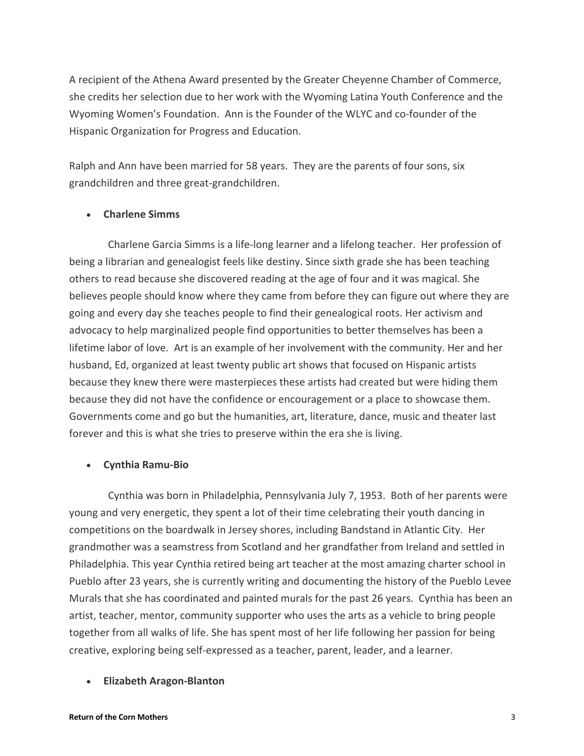A recipient of the Athena Award presented by the Greater Cheyenne Chamber of Commerce, she credits her selection due to her work with the Wyoming Latina Youth Conference and the Wyoming Women's Foundation. Ann is the Founder of the WLYC and co-founder of the Hispanic Organization for Progress and Education.

Ralph and Ann have been married for 58 years. They are the parents of four sons, six grandchildren and three great-grandchildren.

- **Charlene Simms**

Charlene Garcia Simms is a life-long learner and a lifelong teacher. Her profession of being a librarian and genealogist feels like destiny. Since sixth grade she has been teaching others to read because she discovered reading at the age of four and it was magical. She believes people should know where they came from before they can figure out where they are going and every day she teaches people to find their genealogical roots. Her activism and advocacy to help marginalized people find opportunities to better themselves has been a lifetime labor of love. Art is an example of her involvement with the community. Her and her husband, Ed, organized at least twenty public art shows that focused on Hispanic artists because they knew there were masterpieces these artists had created but were hiding them because they did not have the confidence or encouragement or a place to showcase them. Governments come and go but the humanities, art, literature, dance, music and theater last forever and this is what she tries to preserve within the era she is living.

- **Cynthia Ramu-Bio**

Cynthia was born in Philadelphia, Pennsylvania July 7, 1953. Both of her parents were young and very energetic, they spent a lot of their time celebrating their youth dancing in competitions on the boardwalk in Jersey shores, including Bandstand in Atlantic City. Her grandmother was a seamstress from Scotland and her grandfather from Ireland and settled in Philadelphia. This year Cynthia retired being art teacher at the most amazing charter school in Pueblo after 23 years, she is currently writing and documenting the history of the Pueblo Levee Murals that she has coordinated and painted murals for the past 26 years. Cynthia has been an artist, teacher, mentor, community supporter who uses the arts as a vehicle to bring people together from all walks of life. She has spent most of her life following her passion for being creative, exploring being self-expressed as a teacher, parent, leader, and a learner.

- **Elizabeth Aragon-Blanton**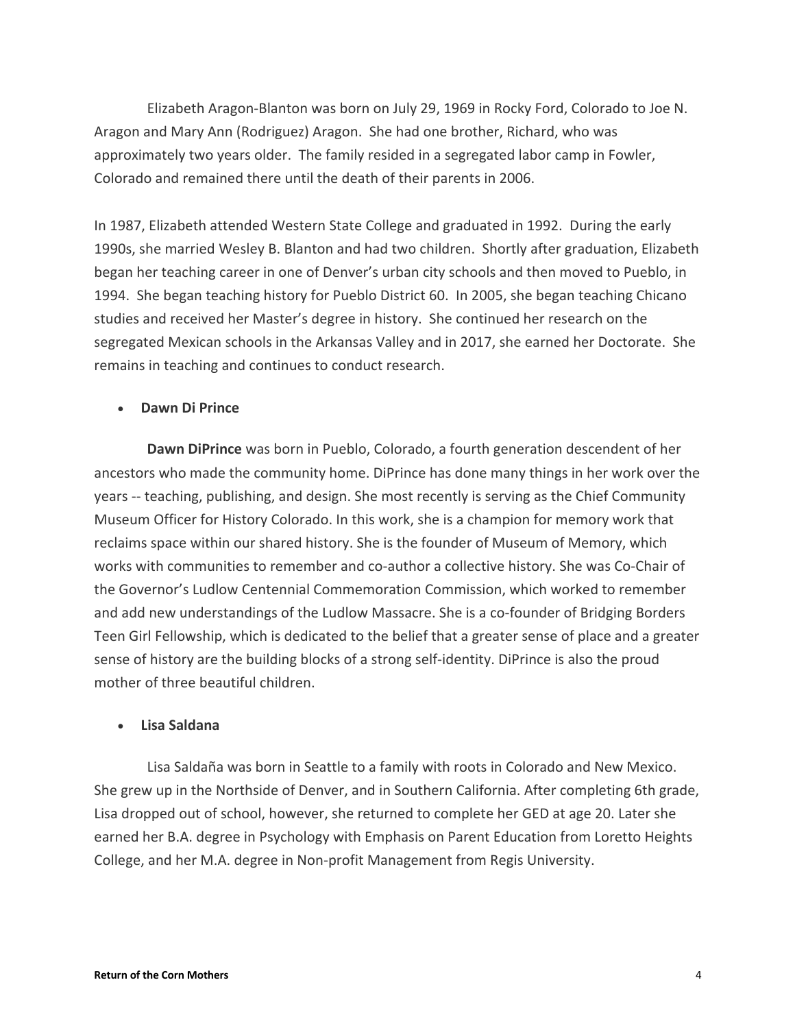Elizabeth Aragon-Blanton was born on July 29, 1969 in Rocky Ford, Colorado to Joe N. Aragon and Mary Ann (Rodriguez) Aragon. She had one brother, Richard, who was approximately two years older. The family resided in a segregated labor camp in Fowler, Colorado and remained there until the death of their parents in 2006.

In 1987, Elizabeth attended Western State College and graduated in 1992. During the early 1990s, she married Wesley B. Blanton and had two children. Shortly after graduation, Elizabeth began her teaching career in one of Denver's urban city schools and then moved to Pueblo, in 1994. She began teaching history for Pueblo District 60. In 2005, she began teaching Chicano studies and received her Master's degree in history. She continued her research on the segregated Mexican schools in the Arkansas Valley and in 2017, she earned her Doctorate. She remains in teaching and continues to conduct research.

- **Dawn Di Prince**

**Dawn DiPrince** was born in Pueblo, Colorado, a fourth generation descendent of her ancestors who made the community home. DiPrince has done many things in her work over the years -- teaching, publishing, and design. She most recently is serving as the Chief Community Museum Officer for History Colorado. In this work, she is a champion for memory work that reclaims space within our shared history. She is the founder of Museum of Memory, which works with communities to remember and co-author a collective history. She was Co-Chair of the Governor's Ludlow Centennial Commemoration Commission, which worked to remember and add new understandings of the Ludlow Massacre. She is a co-founder of Bridging Borders Teen Girl Fellowship, which is dedicated to the belief that a greater sense of place and a greater sense of history are the building blocks of a strong self-identity. DiPrince is also the proud mother of three beautiful children.

- **Lisa Saldana**

Lisa Saldaña was born in Seattle to a family with roots in Colorado and New Mexico. She grew up in the Northside of Denver, and in Southern California. After completing 6th grade, Lisa dropped out of school, however, she returned to complete her GED at age 20. Later she earned her B.A. degree in Psychology with Emphasis on Parent Education from Loretto Heights College, and her M.A. degree in Non-profit Management from Regis University.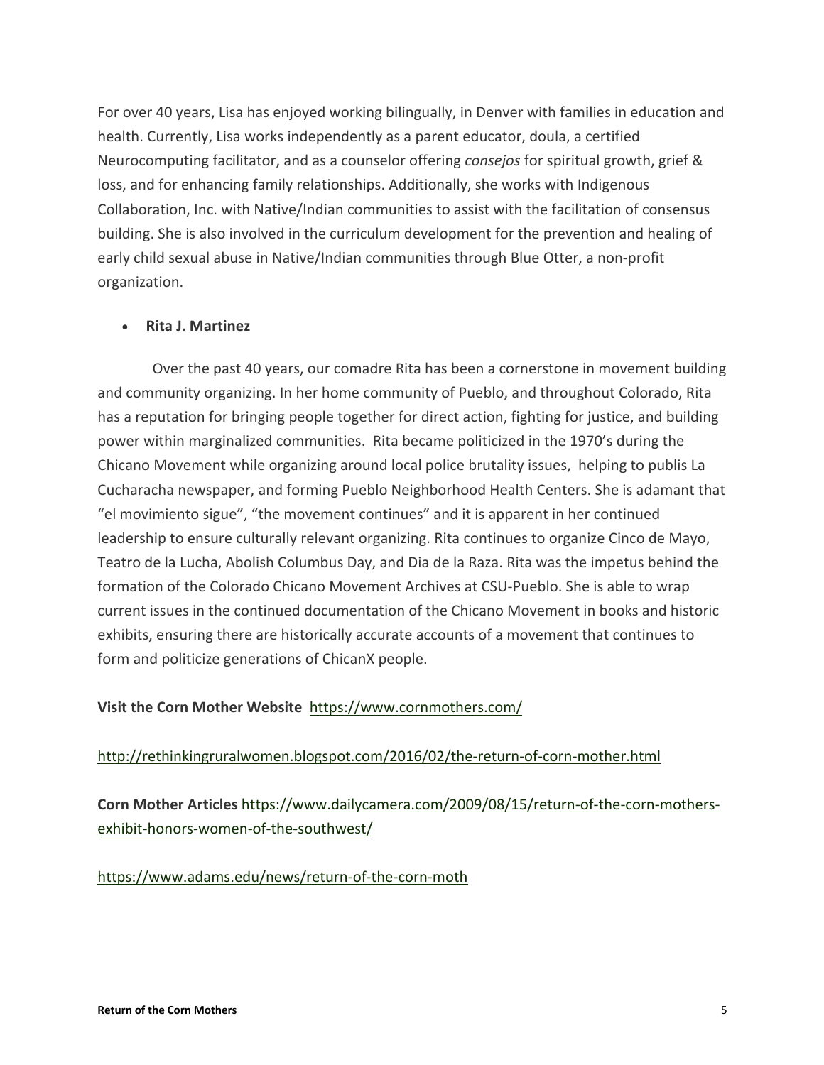For over 40 years, Lisa has enjoyed working bilingually, in Denver with families in education and health. Currently, Lisa works independently as a parent educator, doula, a certified Neurocomputing facilitator, and as a counselor offering *consejos* for spiritual growth, grief & loss, and for enhancing family relationships. Additionally, she works with Indigenous Collaboration, Inc. with Native/Indian communities to assist with the facilitation of consensus building. She is also involved in the curriculum development for the prevention and healing of early child sexual abuse in Native/Indian communities through Blue Otter, a non-profit organization.

- **Rita J. Martinez**

Over the past 40 years, our comadre Rita has been a cornerstone in movement building and community organizing. In her home community of Pueblo, and throughout Colorado, Rita has a reputation for bringing people together for direct action, fighting for justice, and building power within marginalized communities. Rita became politicized in the 1970's during the Chicano Movement while organizing around local police brutality issues, helping to publis La Cucharacha newspaper, and forming Pueblo Neighborhood Health Centers. She is adamant that "el movimiento sigue", "the movement continues" and it is apparent in her continued leadership to ensure culturally relevant organizing. Rita continues to organize Cinco de Mayo, Teatro de la Lucha, Abolish Columbus Day, and Dia de la Raza. Rita was the impetus behind the formation of the Colorado Chicano Movement Archives at CSU-Pueblo. She is able to wrap current issues in the continued documentation of the Chicano Movement in books and historic exhibits, ensuring there are historically accurate accounts of a movement that continues to form and politicize generations of ChicanX people.

**Visit the Corn Mother Website** https://www.cornmothers.com/

http://rethinkingruralwomen.blogspot.com/2016/02/the-return-of-corn-mother.html

**Corn Mother Articles** https://www.dailycamera.com/2009/08/15/return-of-the-corn-mothers-exhibit-honors-women-of-the-southwest/

https://www.adams.edu/news/return-of-the-corn-moth